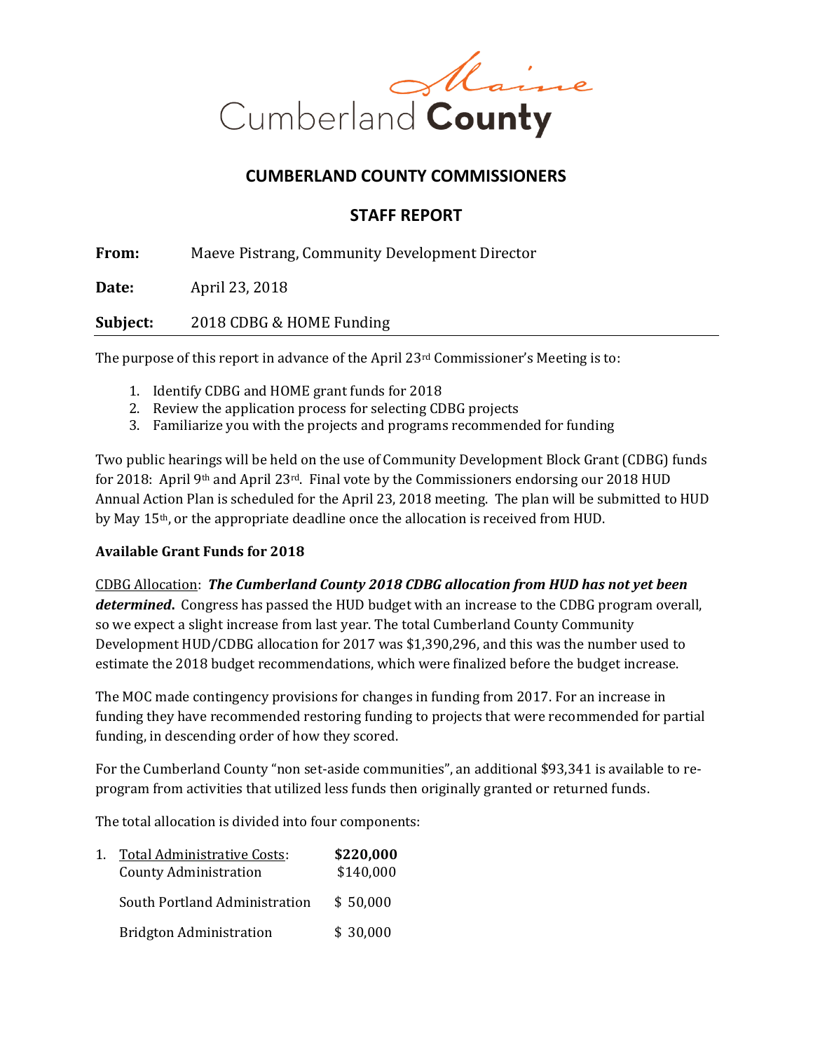Cumberland County Maine

# CUMBERLAND COUNTY COMMISSIONERS

## STAFF REPORT

**From:** Maeve Pistrang, Community Development Director

**Date:** April 23, 2018

**Subject:** 2018 CDBG & HOME Funding

The purpose of this report in advance of the April 23rd Commissioner's Meeting is to:

1. Identify CDBG and HOME grant funds for 2018
2. Review the application process for selecting CDBG projects
3. Familiarize you with the projects and programs recommended for funding

Two public hearings will be held on the use of Community Development Block Grant (CDBG) funds for 2018: April 9th and April 23rd. Final vote by the Commissioners endorsing our 2018 HUD Annual Action Plan is scheduled for the April 23, 2018 meeting. The plan will be submitted to HUD by May 15th, or the appropriate deadline once the allocation is received from HUD.

**Available Grant Funds for 2018**

CDBG Allocation: ***The Cumberland County 2018 CDBG allocation from HUD has not yet been determined*.** Congress has passed the HUD budget with an increase to the CDBG program overall, so we expect a slight increase from last year. The total Cumberland County Community Development HUD/CDBG allocation for 2017 was $1,390,296, and this was the number used to estimate the 2018 budget recommendations, which were finalized before the budget increase.

The MOC made contingency provisions for changes in funding from 2017. For an increase in funding they have recommended restoring funding to projects that were recommended for partial funding, in descending order of how they scored.

For the Cumberland County "non set-aside communities", an additional $93,341 is available to re-program from activities that utilized less funds then originally granted or returned funds.

The total allocation is divided into four components:

1. Total Administrative Costs: **$220,000**
   - County Administration $140,000
   - South Portland Administration $ 50,000
   - Bridgton Administration $ 30,000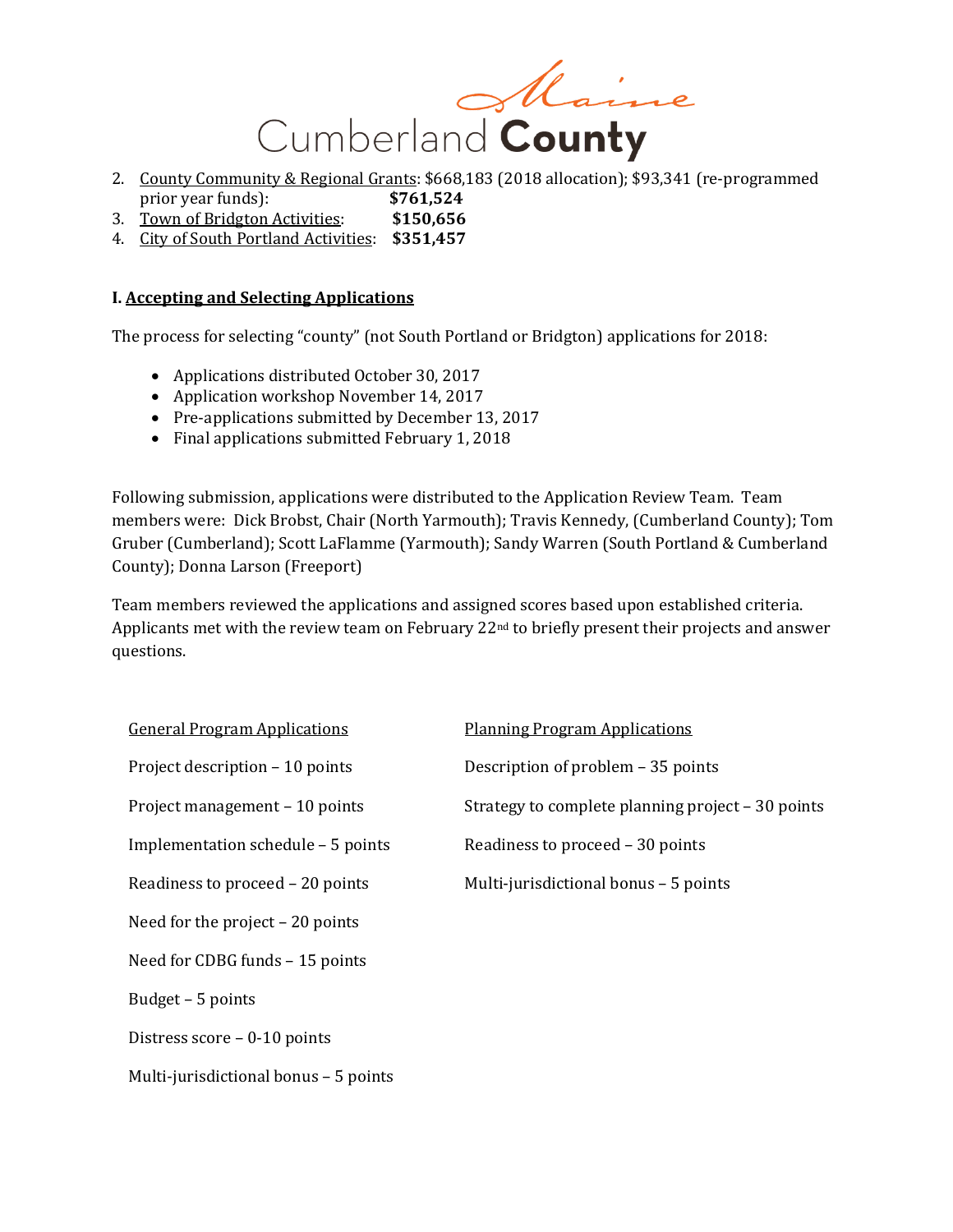2. County Community & Regional Grants: $668,183 (2018 allocation); $93,341 (re-programmed prior year funds): **$761,524**
3. Town of Bridgton Activities: **$150,656**
4. City of South Portland Activities: **$351,457**

## I. Accepting and Selecting Applications

The process for selecting "county" (not South Portland or Bridgton) applications for 2018:

- Applications distributed October 30, 2017
- Application workshop November 14, 2017
- Pre-applications submitted by December 13, 2017
- Final applications submitted February 1, 2018

Following submission, applications were distributed to the Application Review Team. Team members were: Dick Brobst, Chair (North Yarmouth); Travis Kennedy, (Cumberland County); Tom Gruber (Cumberland); Scott LaFlamme (Yarmouth); Sandy Warren (South Portland & Cumberland County); Donna Larson (Freeport)

Team members reviewed the applications and assigned scores based upon established criteria. Applicants met with the review team on February 22nd to briefly present their projects and answer questions.

General Program Applications

- Project description – 10 points
- Project management – 10 points
- Implementation schedule – 5 points
- Readiness to proceed – 20 points
- Need for the project – 20 points
- Need for CDBG funds – 15 points
- Budget – 5 points
- Distress score – 0-10 points
- Multi-jurisdictional bonus – 5 points

Planning Program Applications

- Description of problem – 35 points
- Strategy to complete planning project – 30 points
- Readiness to proceed – 30 points
- Multi-jurisdictional bonus – 5 points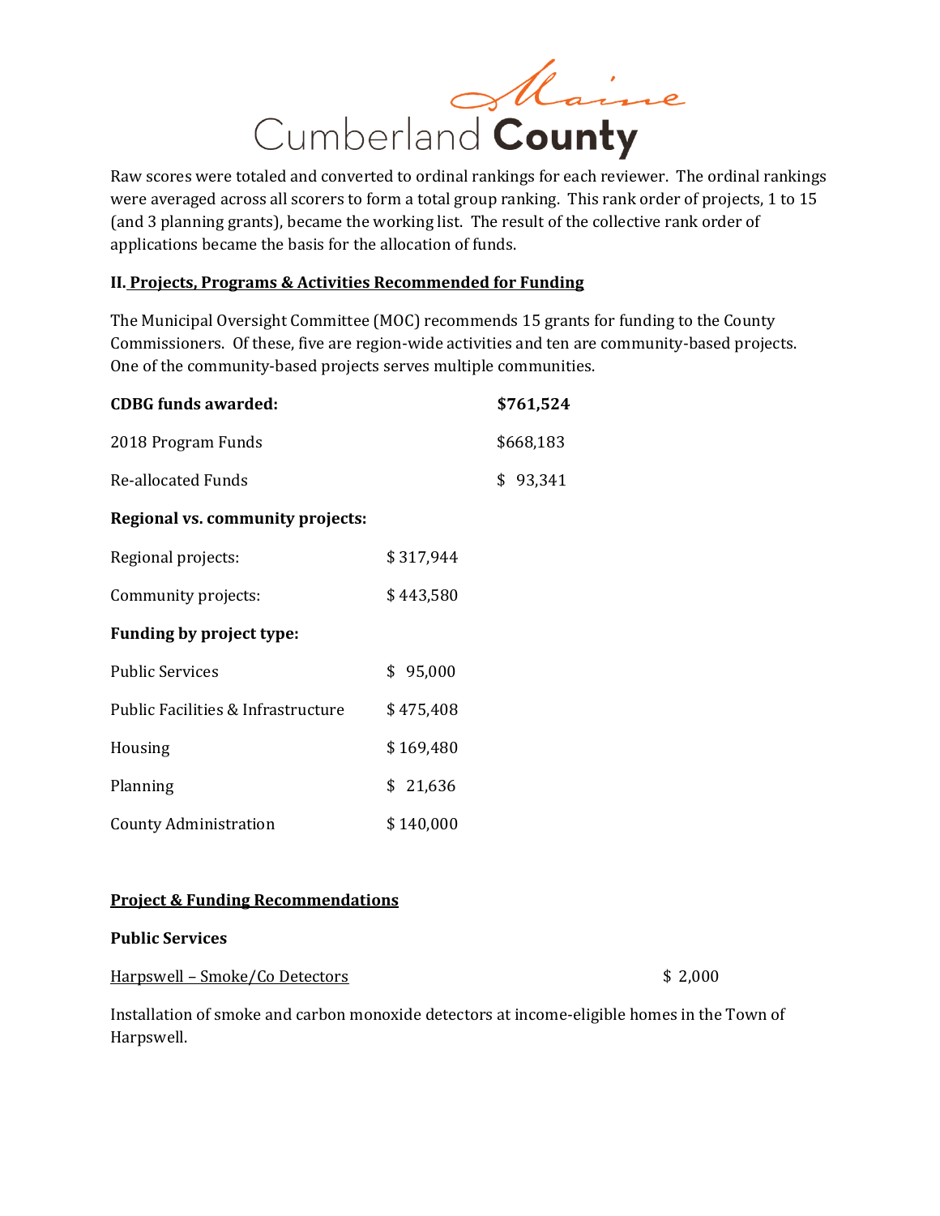Raw scores were totaled and converted to ordinal rankings for each reviewer. The ordinal rankings were averaged across all scorers to form a total group ranking. This rank order of projects, 1 to 15 (and 3 planning grants), became the working list. The result of the collective rank order of applications became the basis for the allocation of funds.

## II. Projects, Programs & Activities Recommended for Funding

The Municipal Oversight Committee (MOC) recommends 15 grants for funding to the County Commissioners. Of these, five are region-wide activities and ten are community-based projects. One of the community-based projects serves multiple communities.

| | |
|---|---|
| **CDBG funds awarded:** | **$761,524** |
| 2018 Program Funds | $668,183 |
| Re-allocated Funds | $ 93,341 |

**Regional vs. community projects:**

| | |
|---|---|
| Regional projects: | $ 317,944 |
| Community projects: | $ 443,580 |

**Funding by project type:**

| | |
|---|---|
| Public Services | $ 95,000 |
| Public Facilities & Infrastructure | $ 475,408 |
| Housing | $ 169,480 |
| Planning | $ 21,636 |
| County Administration | $ 140,000 |

## Project & Funding Recommendations

### Public Services

Harpswell – Smoke/Co Detectors — $ 2,000

Installation of smoke and carbon monoxide detectors at income-eligible homes in the Town of Harpswell.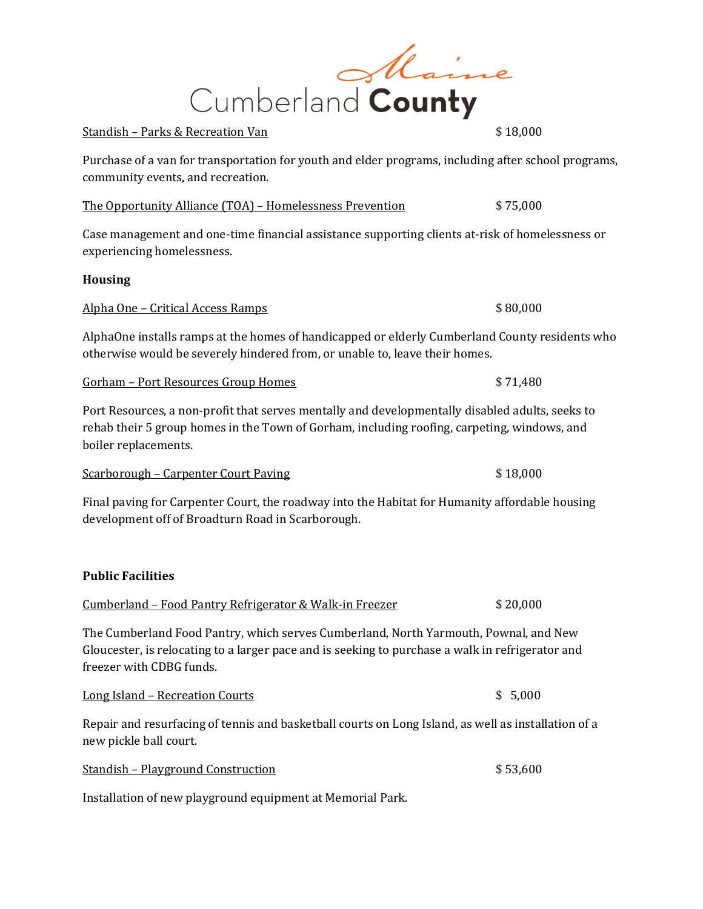Standish – Parks & Recreation Van $ 18,000

Purchase of a van for transportation for youth and elder programs, including after school programs, community events, and recreation.

The Opportunity Alliance (TOA) – Homelessness Prevention $ 75,000

Case management and one-time financial assistance supporting clients at-risk of homelessness or experiencing homelessness.

**Housing**

Alpha One – Critical Access Ramps $ 80,000

AlphaOne installs ramps at the homes of handicapped or elderly Cumberland County residents who otherwise would be severely hindered from, or unable to, leave their homes.

Gorham – Port Resources Group Homes $ 71,480

Port Resources, a non-profit that serves mentally and developmentally disabled adults, seeks to rehab their 5 group homes in the Town of Gorham, including roofing, carpeting, windows, and boiler replacements.

Scarborough – Carpenter Court Paving $ 18,000

Final paving for Carpenter Court, the roadway into the Habitat for Humanity affordable housing development off of Broadturn Road in Scarborough.

**Public Facilities**

Cumberland – Food Pantry Refrigerator & Walk-in Freezer $ 20,000

The Cumberland Food Pantry, which serves Cumberland, North Yarmouth, Pownal, and New Gloucester, is relocating to a larger pace and is seeking to purchase a walk in refrigerator and freezer with CDBG funds.

Long Island – Recreation Courts $ 5,000

Repair and resurfacing of tennis and basketball courts on Long Island, as well as installation of a new pickle ball court.

Standish – Playground Construction $ 53,600

Installation of new playground equipment at Memorial Park.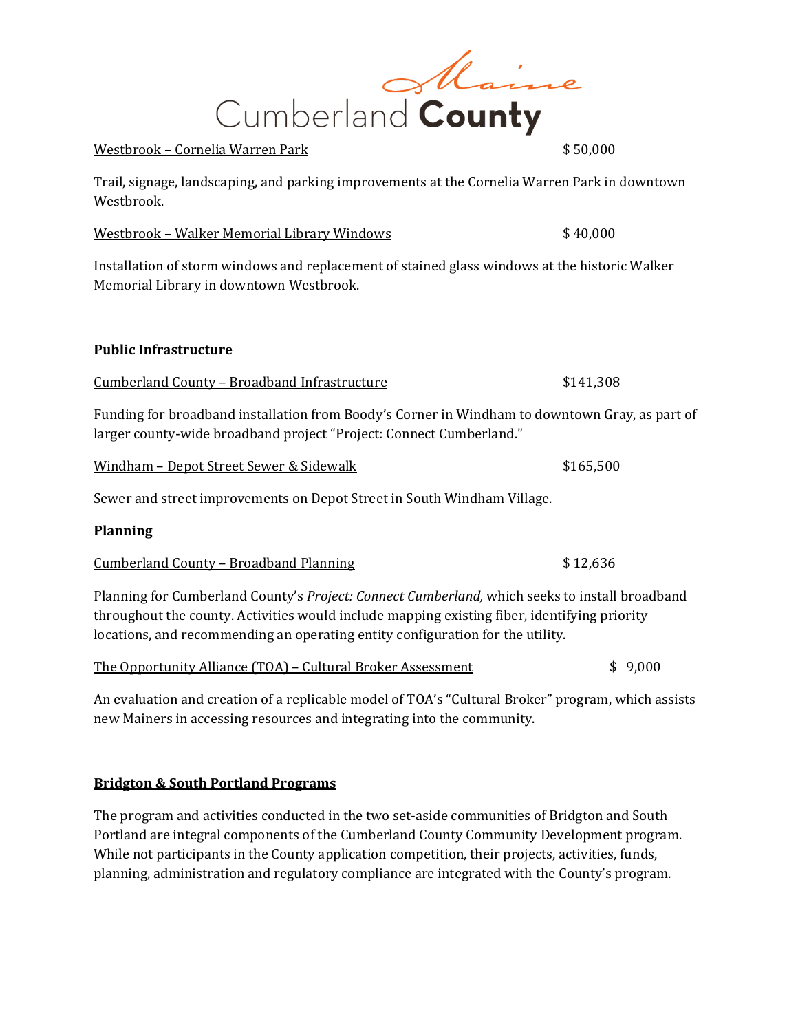Westbrook – Cornelia Warren Park $ 50,000

Trail, signage, landscaping, and parking improvements at the Cornelia Warren Park in downtown Westbrook.

Westbrook – Walker Memorial Library Windows $ 40,000

Installation of storm windows and replacement of stained glass windows at the historic Walker Memorial Library in downtown Westbrook.

**Public Infrastructure**

Cumberland County – Broadband Infrastructure $141,308

Funding for broadband installation from Boody's Corner in Windham to downtown Gray, as part of larger county-wide broadband project "Project: Connect Cumberland."

Windham – Depot Street Sewer & Sidewalk $165,500

Sewer and street improvements on Depot Street in South Windham Village.

**Planning**

Cumberland County – Broadband Planning $ 12,636

Planning for Cumberland County's *Project: Connect Cumberland,* which seeks to install broadband throughout the county. Activities would include mapping existing fiber, identifying priority locations, and recommending an operating entity configuration for the utility.

The Opportunity Alliance (TOA) – Cultural Broker Assessment $ 9,000

An evaluation and creation of a replicable model of TOA's "Cultural Broker" program, which assists new Mainers in accessing resources and integrating into the community.

**Bridgton & South Portland Programs**

The program and activities conducted in the two set-aside communities of Bridgton and South Portland are integral components of the Cumberland County Community Development program. While not participants in the County application competition, their projects, activities, funds, planning, administration and regulatory compliance are integrated with the County's program.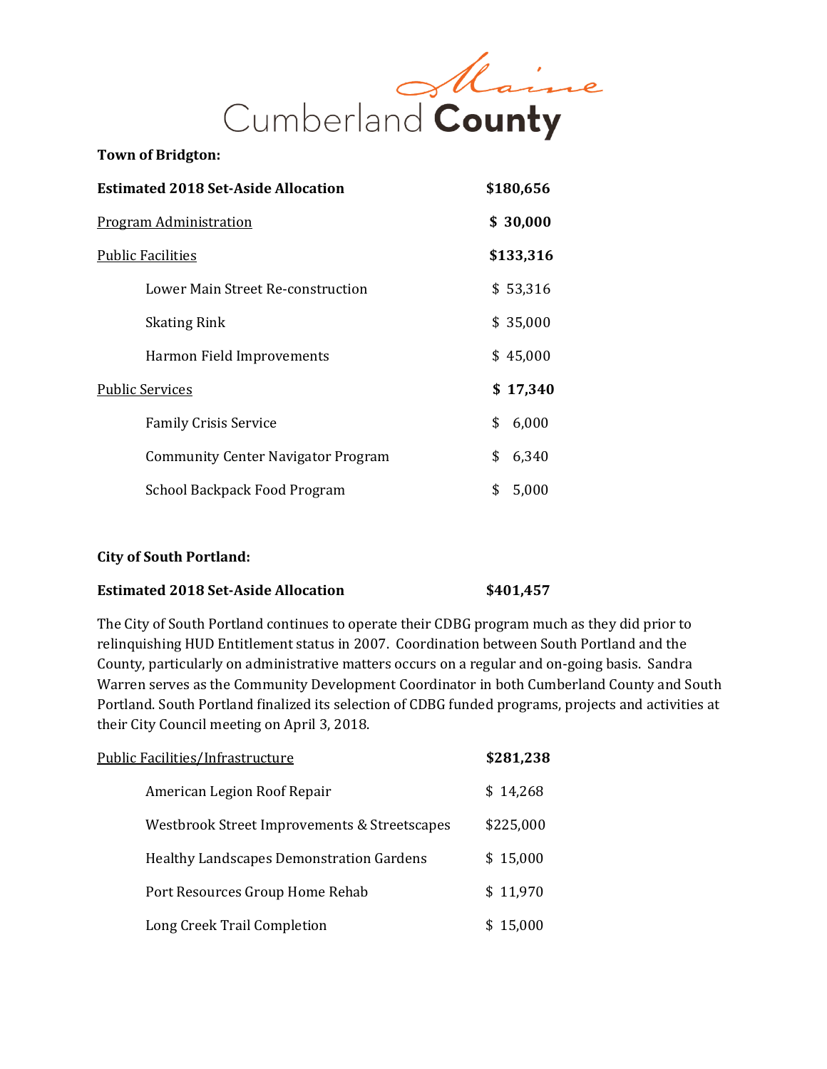Cumberland County Maine

**Town of Bridgton:**

| | |
|---|---|
| **Estimated 2018 Set-Aside Allocation** | **$180,656** |
| Program Administration | **$ 30,000** |
| Public Facilities | **$133,316** |
| Lower Main Street Re-construction | $ 53,316 |
| Skating Rink | $ 35,000 |
| Harmon Field Improvements | $ 45,000 |
| Public Services | **$ 17,340** |
| Family Crisis Service | $ 6,000 |
| Community Center Navigator Program | $ 6,340 |
| School Backpack Food Program | $ 5,000 |

**City of South Portland:**

**Estimated 2018 Set-Aside Allocation** **$401,457**

The City of South Portland continues to operate their CDBG program much as they did prior to relinquishing HUD Entitlement status in 2007. Coordination between South Portland and the County, particularly on administrative matters occurs on a regular and on-going basis. Sandra Warren serves as the Community Development Coordinator in both Cumberland County and South Portland. South Portland finalized its selection of CDBG funded programs, projects and activities at their City Council meeting on April 3, 2018.

| | |
|---|---|
| Public Facilities/Infrastructure | **$281,238** |
| American Legion Roof Repair | $ 14,268 |
| Westbrook Street Improvements & Streetscapes | $225,000 |
| Healthy Landscapes Demonstration Gardens | $ 15,000 |
| Port Resources Group Home Rehab | $ 11,970 |
| Long Creek Trail Completion | $ 15,000 |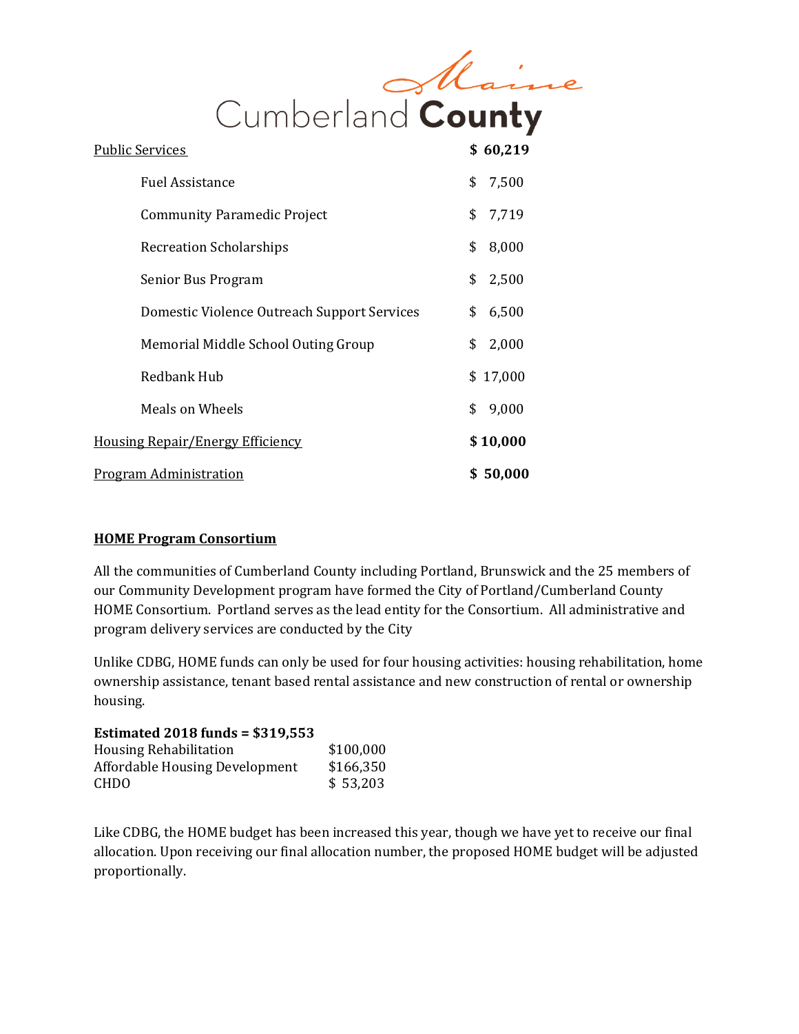| | |
|---|---|
| <u>Public Services</u> | **$ 60,219** |
| Fuel Assistance | $ 7,500 |
| Community Paramedic Project | $ 7,719 |
| Recreation Scholarships | $ 8,000 |
| Senior Bus Program | $ 2,500 |
| Domestic Violence Outreach Support Services | $ 6,500 |
| Memorial Middle School Outing Group | $ 2,000 |
| Redbank Hub | $ 17,000 |
| Meals on Wheels | $ 9,000 |
| <u>Housing Repair/Energy Efficiency</u> | **$ 10,000** |
| <u>Program Administration</u> | **$ 50,000** |

**<u>HOME Program Consortium</u>**

All the communities of Cumberland County including Portland, Brunswick and the 25 members of our Community Development program have formed the City of Portland/Cumberland County HOME Consortium. Portland serves as the lead entity for the Consortium. All administrative and program delivery services are conducted by the City

Unlike CDBG, HOME funds can only be used for four housing activities: housing rehabilitation, home ownership assistance, tenant based rental assistance and new construction of rental or ownership housing.

**Estimated 2018 funds = $319,553**

| | |
|---|---|
| Housing Rehabilitation | $100,000 |
| Affordable Housing Development | $166,350 |
| CHDO | $ 53,203 |

Like CDBG, the HOME budget has been increased this year, though we have yet to receive our final allocation. Upon receiving our final allocation number, the proposed HOME budget will be adjusted proportionally.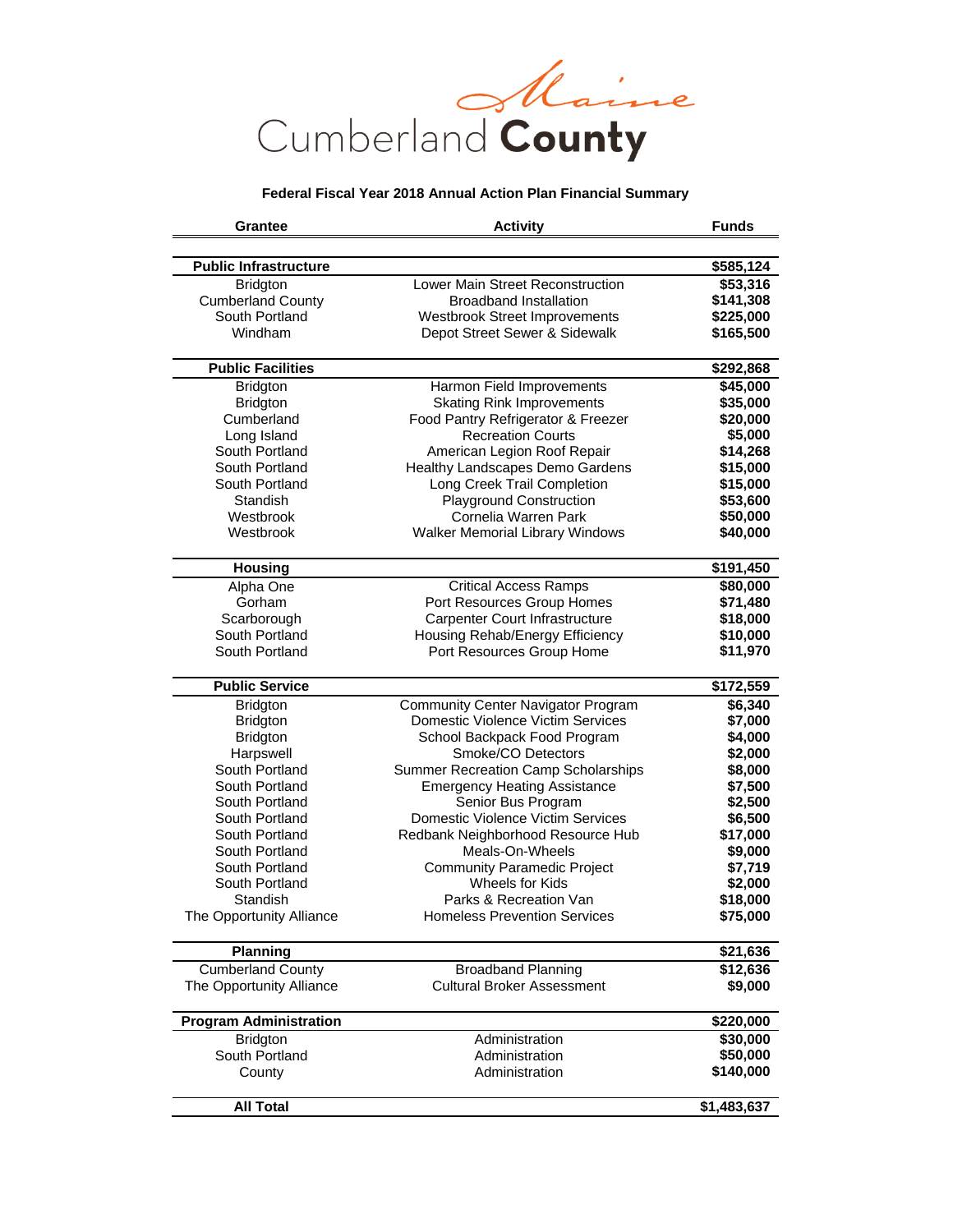Cumberland County Maine

**Federal Fiscal Year 2018 Annual Action Plan Financial Summary**

| Grantee | Activity | Funds |
|---|---|---|
| **Public Infrastructure** | | **$585,124** |
| Bridgton | Lower Main Street Reconstruction | **$53,316** |
| Cumberland County | Broadband Installation | **$141,308** |
| South Portland | Westbrook Street Improvements | **$225,000** |
| Windham | Depot Street Sewer & Sidewalk | **$165,500** |
| **Public Facilities** | | **$292,868** |
| Bridgton | Harmon Field Improvements | **$45,000** |
| Bridgton | Skating Rink Improvements | **$35,000** |
| Cumberland | Food Pantry Refrigerator & Freezer | **$20,000** |
| Long Island | Recreation Courts | **$5,000** |
| South Portland | American Legion Roof Repair | **$14,268** |
| South Portland | Healthy Landscapes Demo Gardens | **$15,000** |
| South Portland | Long Creek Trail Completion | **$15,000** |
| Standish | Playground Construction | **$53,600** |
| Westbrook | Cornelia Warren Park | **$50,000** |
| Westbrook | Walker Memorial Library Windows | **$40,000** |
| **Housing** | | **$191,450** |
| Alpha One | Critical Access Ramps | **$80,000** |
| Gorham | Port Resources Group Homes | **$71,480** |
| Scarborough | Carpenter Court Infrastructure | **$18,000** |
| South Portland | Housing Rehab/Energy Efficiency | **$10,000** |
| South Portland | Port Resources Group Home | **$11,970** |
| **Public Service** | | **$172,559** |
| Bridgton | Community Center Navigator Program | **$6,340** |
| Bridgton | Domestic Violence Victim Services | **$7,000** |
| Bridgton | School Backpack Food Program | **$4,000** |
| Harpswell | Smoke/CO Detectors | **$2,000** |
| South Portland | Summer Recreation Camp Scholarships | **$8,000** |
| South Portland | Emergency Heating Assistance | **$7,500** |
| South Portland | Senior Bus Program | **$2,500** |
| South Portland | Domestic Violence Victim Services | **$6,500** |
| South Portland | Redbank Neighborhood Resource Hub | **$17,000** |
| South Portland | Meals-On-Wheels | **$9,000** |
| South Portland | Community Paramedic Project | **$7,719** |
| South Portland | Wheels for Kids | **$2,000** |
| Standish | Parks & Recreation Van | **$18,000** |
| The Opportunity Alliance | Homeless Prevention Services | **$75,000** |
| **Planning** | | **$21,636** |
| Cumberland County | Broadband Planning | **$12,636** |
| The Opportunity Alliance | Cultural Broker Assessment | **$9,000** |
| **Program Administration** | | **$220,000** |
| Bridgton | Administration | **$30,000** |
| South Portland | Administration | **$50,000** |
| County | Administration | **$140,000** |
| **All Total** | | **$1,483,637** |